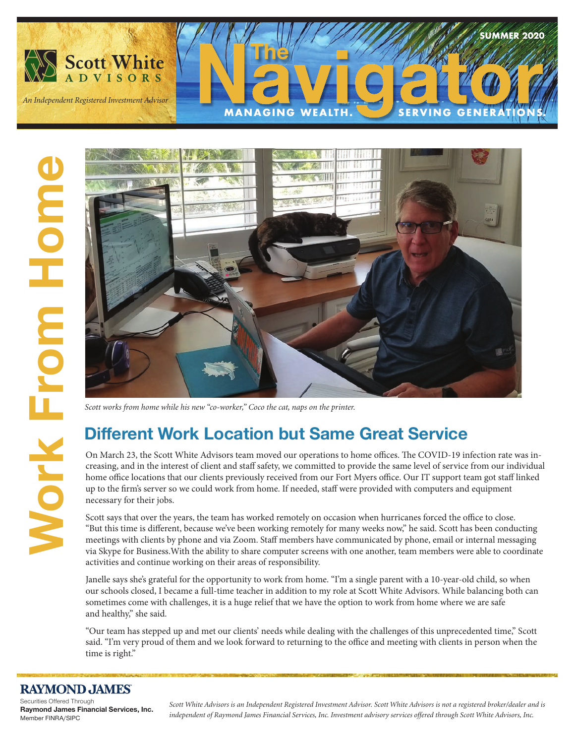Scott White ADVISORS

*An Independent Registered Investment Advisor*

# The Navigator

SUMMER 2020

MANAGING WEALTH. SERVING GENERATIONS.

**Work From Home**

*Scott works from home while his new "co-worker," Coco the cat, naps on the printer.*

## Different Work Location but Same Great Service

On March 23, the Scott White Advisors team moved our operations to home offices. The COVID-19 infection rate was increasing, and in the interest of client and staff safety, we committed to provide the same level of service from our individual home office locations that our clients previously received from our Fort Myers office. Our IT support team got staff linked up to the firm's server so we could work from home. If needed, staff were provided with computers and equipment necessary for their jobs.

Scott says that over the years, the team has worked remotely on occasion when hurricanes forced the office to close. "But this time is different, because we've been working remotely for many weeks now," he said. Scott has been conducting meetings with clients by phone and via Zoom. Staff members have communicated by phone, email or internal messaging via Skype for Business.With the ability to share computer screens with one another, team members were able to coordinate activities and continue working on their areas of responsibility.

Janelle says she's grateful for the opportunity to work from home. "I'm a single parent with a 10-year-old child, so when our schools closed, I became a full-time teacher in addition to my role at Scott White Advisors. While balancing both can sometimes come with challenges, it is a huge relief that we have the option to work from home where we are safe and healthy," she said.

"Our team has stepped up and met our clients' needs while dealing with the challenges of this unprecedented time," Scott said. "I'm very proud of them and we look forward to returning to the office and meeting with clients in person when the time is right."

**RAYMOND JAMES**

Securities Offered Through
**Raymond James Financial Services, Inc.**
Member FINRA/SIPC

*Scott White Advisors is an Independent Registered Investment Advisor. Scott White Advisors is not a registered broker/dealer and is independent of Raymond James Financial Services, Inc. Investment advisory services offered through Scott White Advisors, Inc.*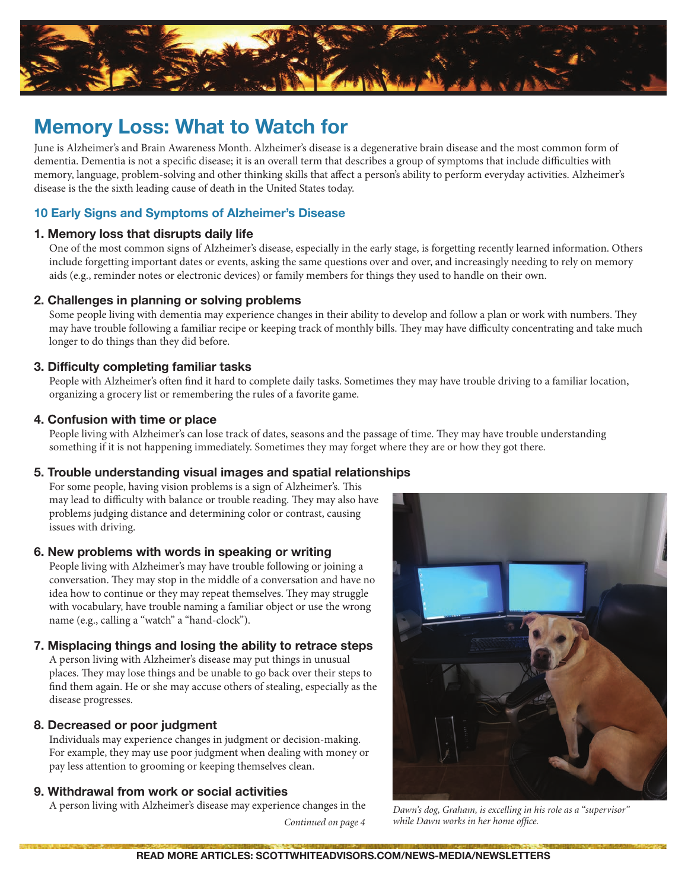# Memory Loss: What to Watch for

June is Alzheimer's and Brain Awareness Month. Alzheimer's disease is a degenerative brain disease and the most common form of dementia. Dementia is not a specific disease; it is an overall term that describes a group of symptoms that include difficulties with memory, language, problem-solving and other thinking skills that affect a person's ability to perform everyday activities. Alzheimer's disease is the the sixth leading cause of death in the United States today.

## 10 Early Signs and Symptoms of Alzheimer's Disease

### 1. Memory loss that disrupts daily life

One of the most common signs of Alzheimer's disease, especially in the early stage, is forgetting recently learned information. Others include forgetting important dates or events, asking the same questions over and over, and increasingly needing to rely on memory aids (e.g., reminder notes or electronic devices) or family members for things they used to handle on their own.

### 2. Challenges in planning or solving problems

Some people living with dementia may experience changes in their ability to develop and follow a plan or work with numbers. They may have trouble following a familiar recipe or keeping track of monthly bills. They may have difficulty concentrating and take much longer to do things than they did before.

### 3. Difficulty completing familiar tasks

People with Alzheimer's often find it hard to complete daily tasks. Sometimes they may have trouble driving to a familiar location, organizing a grocery list or remembering the rules of a favorite game.

### 4. Confusion with time or place

People living with Alzheimer's can lose track of dates, seasons and the passage of time. They may have trouble understanding something if it is not happening immediately. Sometimes they may forget where they are or how they got there.

### 5. Trouble understanding visual images and spatial relationships

For some people, having vision problems is a sign of Alzheimer's. This may lead to difficulty with balance or trouble reading. They may also have problems judging distance and determining color or contrast, causing issues with driving.

### 6. New problems with words in speaking or writing

People living with Alzheimer's may have trouble following or joining a conversation. They may stop in the middle of a conversation and have no idea how to continue or they may repeat themselves. They may struggle with vocabulary, have trouble naming a familiar object or use the wrong name (e.g., calling a "watch" a "hand-clock").

### 7. Misplacing things and losing the ability to retrace steps

A person living with Alzheimer's disease may put things in unusual places. They may lose things and be unable to go back over their steps to find them again. He or she may accuse others of stealing, especially as the disease progresses.

### 8. Decreased or poor judgment

Individuals may experience changes in judgment or decision-making. For example, they may use poor judgment when dealing with money or pay less attention to grooming or keeping themselves clean.

### 9. Withdrawal from work or social activities

A person living with Alzheimer's disease may experience changes in the

*Continued on page 4*

*Dawn's dog, Graham, is excelling in his role as a "supervisor" while Dawn works in her home office.*

**READ MORE ARTICLES: SCOTTWHITEADVISORS.COM/NEWS-MEDIA/NEWSLETTERS**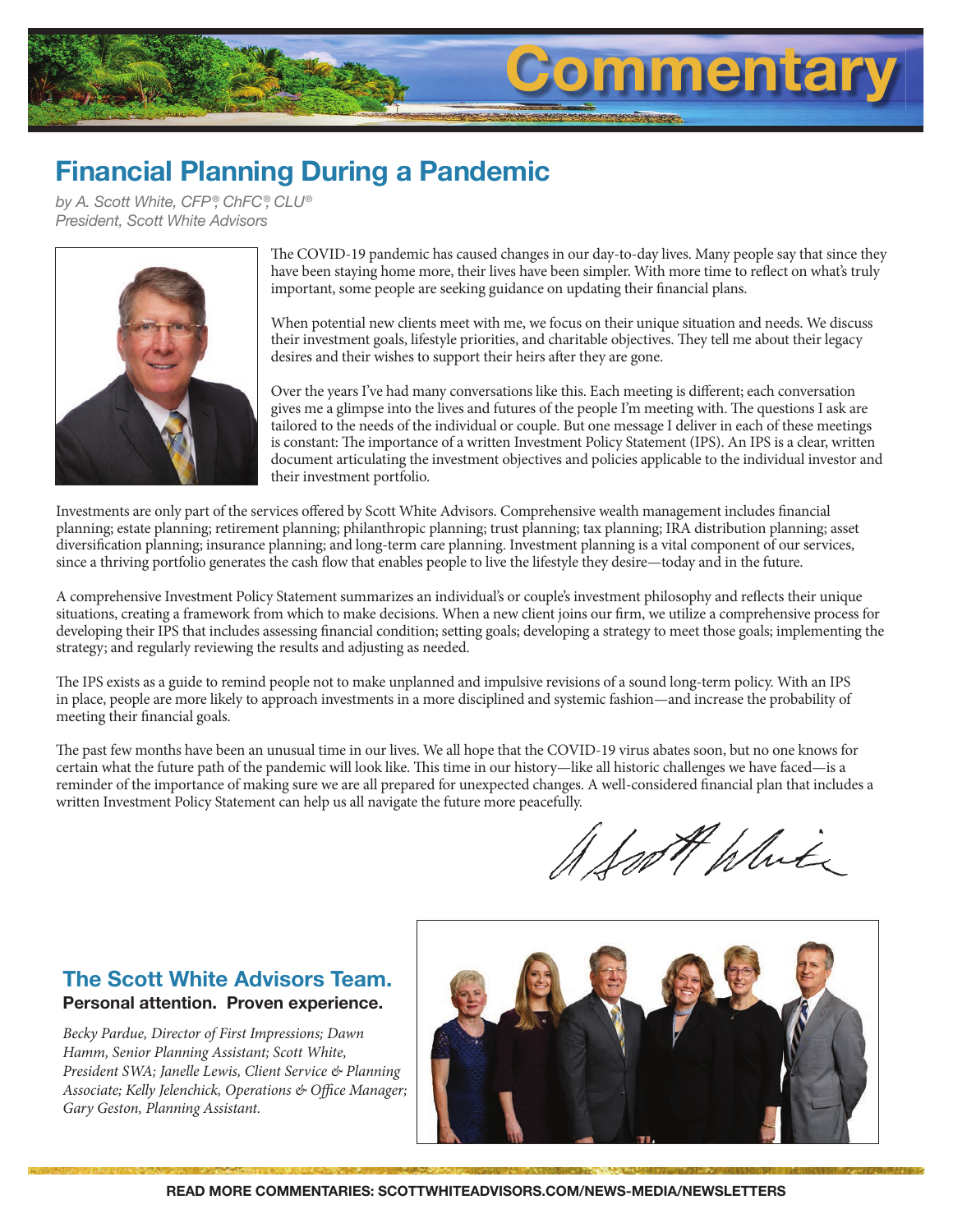# Commentary

## Financial Planning During a Pandemic

*by A. Scott White, CFP®, ChFC®, CLU®*
*President, Scott White Advisors*

The COVID-19 pandemic has caused changes in our day-to-day lives. Many people say that since they have been staying home more, their lives have been simpler. With more time to reflect on what's truly important, some people are seeking guidance on updating their financial plans.

When potential new clients meet with me, we focus on their unique situation and needs. We discuss their investment goals, lifestyle priorities, and charitable objectives. They tell me about their legacy desires and their wishes to support their heirs after they are gone.

Over the years I've had many conversations like this. Each meeting is different; each conversation gives me a glimpse into the lives and futures of the people I'm meeting with. The questions I ask are tailored to the needs of the individual or couple. But one message I deliver in each of these meetings is constant: The importance of a written Investment Policy Statement (IPS). An IPS is a clear, written document articulating the investment objectives and policies applicable to the individual investor and their investment portfolio.

Investments are only part of the services offered by Scott White Advisors. Comprehensive wealth management includes financial planning; estate planning; retirement planning; philanthropic planning; trust planning; tax planning; IRA distribution planning; asset diversification planning; insurance planning; and long-term care planning. Investment planning is a vital component of our services, since a thriving portfolio generates the cash flow that enables people to live the lifestyle they desire—today and in the future.

A comprehensive Investment Policy Statement summarizes an individual's or couple's investment philosophy and reflects their unique situations, creating a framework from which to make decisions. When a new client joins our firm, we utilize a comprehensive process for developing their IPS that includes assessing financial condition; setting goals; developing a strategy to meet those goals; implementing the strategy; and regularly reviewing the results and adjusting as needed.

The IPS exists as a guide to remind people not to make unplanned and impulsive revisions of a sound long-term policy. With an IPS in place, people are more likely to approach investments in a more disciplined and systemic fashion—and increase the probability of meeting their financial goals.

The past few months have been an unusual time in our lives. We all hope that the COVID-19 virus abates soon, but no one knows for certain what the future path of the pandemic will look like. This time in our history—like all historic challenges we have faced—is a reminder of the importance of making sure we are all prepared for unexpected changes. A well-considered financial plan that includes a written Investment Policy Statement can help us all navigate the future more peacefully.

A Scott White

## The Scott White Advisors Team.

**Personal attention. Proven experience.**

*Becky Pardue, Director of First Impressions; Dawn Hamm, Senior Planning Assistant; Scott White, President SWA; Janelle Lewis, Client Service & Planning Associate; Kelly Jelenchick, Operations & Office Manager; Gary Geston, Planning Assistant.*

**READ MORE COMMENTARIES: SCOTTWHITEADVISORS.COM/NEWS-MEDIA/NEWSLETTERS**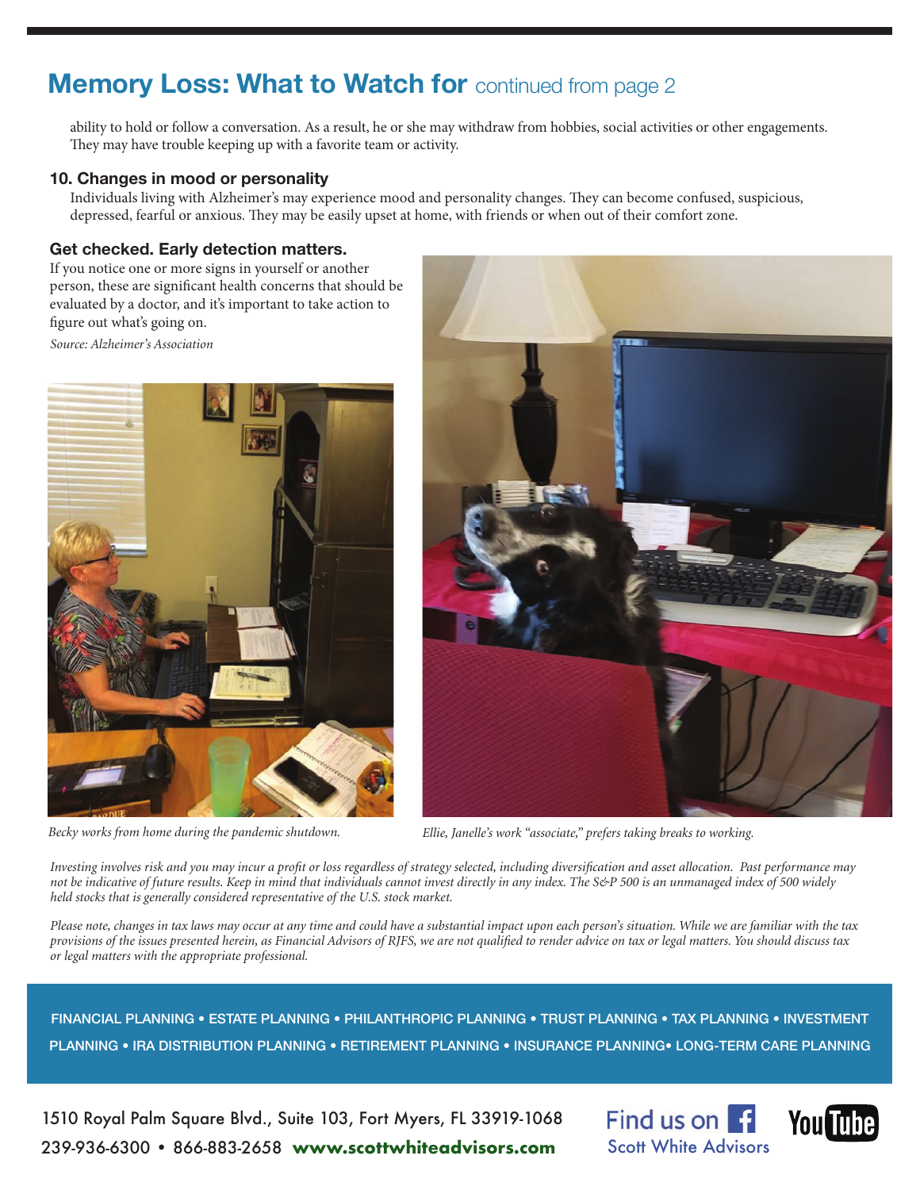## Memory Loss: What to Watch for continued from page 2

ability to hold or follow a conversation. As a result, he or she may withdraw from hobbies, social activities or other engagements. They may have trouble keeping up with a favorite team or activity.

### 10. Changes in mood or personality

Individuals living with Alzheimer's may experience mood and personality changes. They can become confused, suspicious, depressed, fearful or anxious. They may be easily upset at home, with friends or when out of their comfort zone.

### Get checked. Early detection matters.

If you notice one or more signs in yourself or another person, these are significant health concerns that should be evaluated by a doctor, and it's important to take action to figure out what's going on.

*Source: Alzheimer's Association*

*Becky works from home during the pandemic shutdown.*

*Ellie, Janelle's work "associate," prefers taking breaks to working.*

*Investing involves risk and you may incur a profit or loss regardless of strategy selected, including diversification and asset allocation. Past performance may not be indicative of future results. Keep in mind that individuals cannot invest directly in any index. The S&P 500 is an unmanaged index of 500 widely held stocks that is generally considered representative of the U.S. stock market.*

*Please note, changes in tax laws may occur at any time and could have a substantial impact upon each person's situation. While we are familiar with the tax provisions of the issues presented herein, as Financial Advisors of RJFS, we are not qualified to render advice on tax or legal matters. You should discuss tax or legal matters with the appropriate professional.*

FINANCIAL PLANNING • ESTATE PLANNING • PHILANTHROPIC PLANNING • TRUST PLANNING • TAX PLANNING • INVESTMENT PLANNING • IRA DISTRIBUTION PLANNING • RETIREMENT PLANNING • INSURANCE PLANNING• LONG-TERM CARE PLANNING

1510 Royal Palm Square Blvd., Suite 103, Fort Myers, FL 33919-1068
239-936-6300 • 866-883-2658 **www.scottwhiteadvisors.com**

Find us on Scott White Advisors